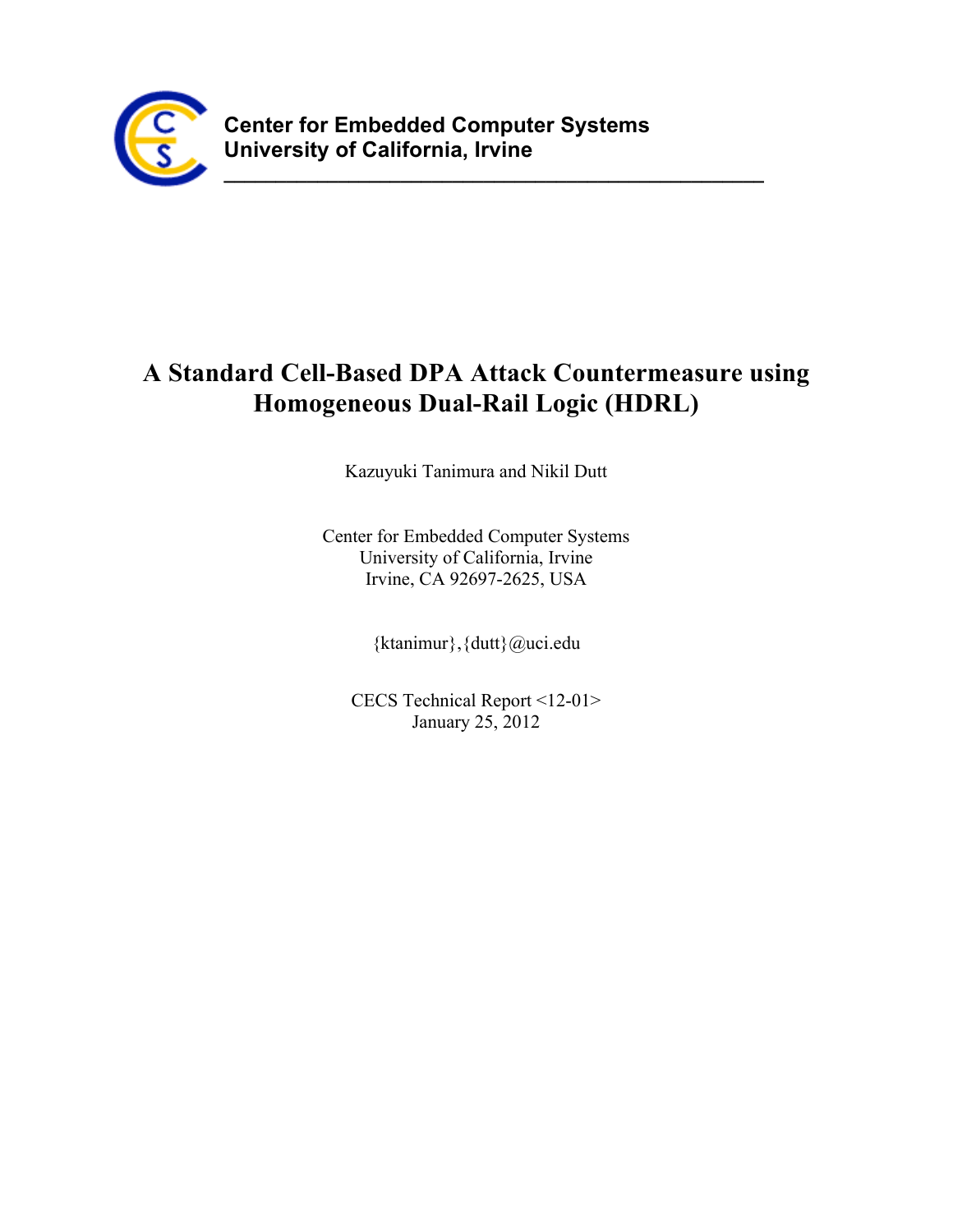**Center for Embedded Computer Systems**
**University of California, Irvine**

---

# A Standard Cell-Based DPA Attack Countermeasure using Homogeneous Dual-Rail Logic (HDRL)

Kazuyuki Tanimura and Nikil Dutt

Center for Embedded Computer Systems
University of California, Irvine
Irvine, CA 92697-2625, USA

{ktanimur},{dutt}@uci.edu

CECS Technical Report <12-01>
January 25, 2012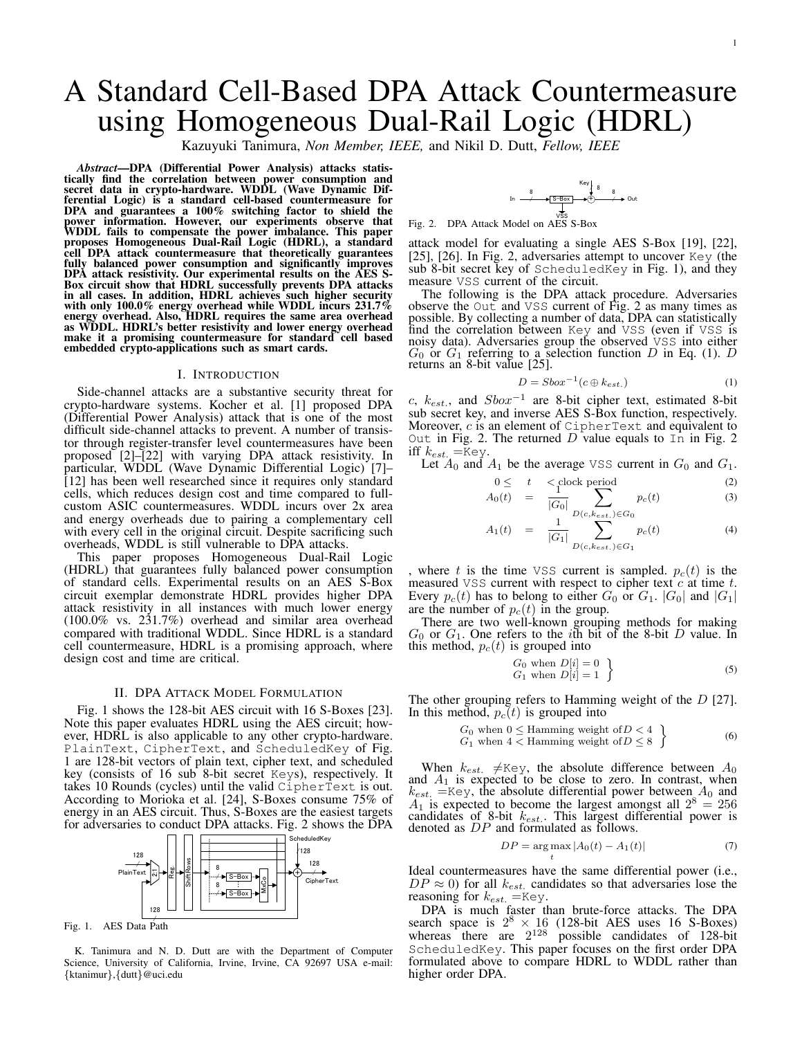# A Standard Cell-Based DPA Attack Countermeasure using Homogeneous Dual-Rail Logic (HDRL)

Kazuyuki Tanimura, *Non Member, IEEE,* and Nikil D. Dutt, *Fellow, IEEE*

***Abstract*—DPA (Differential Power Analysis) attacks statistically find the correlation between power consumption and secret data in crypto-hardware. WDDL (Wave Dynamic Differential Logic) is a standard cell-based countermeasure for DPA and guarantees a 100% switching factor to shield the power information. However, our experiments observe that WDDL fails to compensate the power imbalance. This paper proposes Homogeneous Dual-Rail Logic (HDRL), a standard cell DPA attack countermeasure that theoretically guarantees fully balanced power consumption and significantly improves DPA attack resistivity. Our experimental results on the AES S-Box circuit show that HDRL successfully prevents DPA attacks in all cases. In addition, HDRL achieves such higher security with only 100.0% energy overhead while WDDL incurs 231.7% energy overhead. Also, HDRL requires the same area overhead as WDDL. HDRL's better resistivity and lower energy overhead make it a promising countermeasure for standard cell based embedded crypto-applications such as smart cards.**

## I. Introduction

Side-channel attacks are a substantive security threat for crypto-hardware systems. Kocher et al. [1] proposed DPA (Differential Power Analysis) attack that is one of the most difficult side-channel attacks to prevent. A number of transistor through register-transfer level countermeasures have been proposed [2]–[22] with varying DPA attack resistivity. In particular, WDDL (Wave Dynamic Differential Logic) [7]–[12] has been well researched since it requires only standard cells, which reduces design cost and time compared to full-custom ASIC countermeasures. WDDL incurs over 2x area and energy overheads due to pairing a complementary cell with every cell in the original circuit. Despite sacrificing such overheads, WDDL is still vulnerable to DPA attacks.

This paper proposes Homogeneous Dual-Rail Logic (HDRL) that guarantees fully balanced power consumption of standard cells. Experimental results on an AES S-Box circuit exemplar demonstrate HDRL provides higher DPA attack resistivity in all instances with much lower energy (100.0% vs. 231.7%) overhead and similar area overhead compared with traditional WDDL. Since HDRL is a standard cell countermeasure, HDRL is a promising approach, where design cost and time are critical.

## II. DPA Attack Model Formulation

Fig. 1 shows the 128-bit AES circuit with 16 S-Boxes [23]. Note this paper evaluates HDRL using the AES circuit; however, HDRL is also applicable to any other crypto-hardware. `PlainText`, `CipherText`, and `ScheduledKey` of Fig. 1 are 128-bit vectors of plain text, cipher text, and scheduled key (consists of 16 sub 8-bit secret `Key`s), respectively. It takes 10 Rounds (cycles) until the valid `CipherText` is out. According to Morioka et al. [24], S-Boxes consume 75% of energy in an AES circuit. Thus, S-Boxes are the easiest targets for adversaries to conduct DPA attacks. Fig. 2 shows the DPA attack model for evaluating a single AES S-Box [19], [22], [25], [26]. In Fig. 2, adversaries attempt to uncover `Key` (the sub 8-bit secret key of `ScheduledKey` in Fig. 1), and they measure `VSS` current of the circuit.

Fig. 1. AES Data Path

Fig. 2. DPA Attack Model on AES S-Box

The following is the DPA attack procedure. Adversaries observe the `Out` and `VSS` current of Fig. 2 as many times as possible. By collecting a number of data, DPA can statistically find the correlation between `Key` and `VSS` (even if `VSS` is noisy data). Adversaries group the observed `VSS` into either $G_0$ or $G_1$ referring to a selection function $D$ in Eq. (1). $D$ returns an 8-bit value [25].

$$D = Sbox^{-1}(c \oplus k_{est.}) \tag{1}$$

$c$, $k_{est.}$, and $Sbox^{-1}$ are 8-bit cipher text, estimated 8-bit sub secret key, and inverse AES S-Box function, respectively. Moreover, $c$ is an element of `CipherText` and equivalent to `Out` in Fig. 2. The returned $D$ value equals to `In` in Fig. 2 iff $k_{est.}$ =`Key`.

Let $A_0$ and $A_1$ be the average `VSS` current in $G_0$ and $G_1$.

$$0 \leq \quad t \quad < \text{clock period} \tag{2}$$

$$A_0(t) = \frac{1}{|G_0|} \sum_{D(c,k_{est.}) \in G_0} p_c(t) \tag{3}$$

$$A_1(t) = \frac{1}{|G_1|} \sum_{D(c,k_{est.}) \in G_1} p_c(t) \tag{4}$$

, where $t$ is the time `VSS` current is sampled. $p_c(t)$ is the measured `VSS` current with respect to cipher text $c$ at time $t$. Every $p_c(t)$ has to belong to either $G_0$ or $G_1$. $|G_0|$ and $|G_1|$ are the number of $p_c(t)$ in the group.

There are two well-known grouping methods for making $G_0$ or $G_1$. One refers to the $i$th bit of the 8-bit $D$ value. In this method, $p_c(t)$ is grouped into

$$\left.\begin{array}{l} G_0 \text{ when } D[i] = 0 \\ G_1 \text{ when } D[i] = 1 \end{array}\right\} \tag{5}$$

The other grouping refers to Hamming weight of the $D$ [27]. In this method, $p_c(t)$ is grouped into

$$\left.\begin{array}{l} G_0 \text{ when } 0 \leq \text{Hamming weight of} D < 4 \\ G_1 \text{ when } 4 < \text{Hamming weight of} D \leq 8 \end{array}\right\} \tag{6}$$

When $k_{est.}$ $\neq$`Key`, the absolute difference between $A_0$ and $A_1$ is expected to be close to zero. In contrast, when $k_{est.}$ =`Key`, the absolute differential power between $A_0$ and $A_1$ is expected to become the largest amongst all $2^8 = 256$ candidates of 8-bit $k_{est.}$. This largest differential power is denoted as $DP$ and formulated as follows.

$$DP = \underset{t}{\arg\max}\, |A_0(t) - A_1(t)| \tag{7}$$

Ideal countermeasures have the same differential power (i.e., $DP \approx 0$) for all $k_{est.}$ candidates so that adversaries lose the reasoning for $k_{est.}$ =`Key`.

DPA is much faster than brute-force attacks. The DPA search space is $2^8 \times 16$ (128-bit AES uses 16 S-Boxes) whereas there are $2^{128}$ possible candidates of 128-bit `ScheduledKey`. This paper focuses on the first order DPA formulated above to compare HDRL to WDDL rather than higher order DPA.

K. Tanimura and N. D. Dutt are with the Department of Computer Science, University of California, Irvine, Irvine, CA 92697 USA e-mail: {ktanimur},{dutt}@uci.edu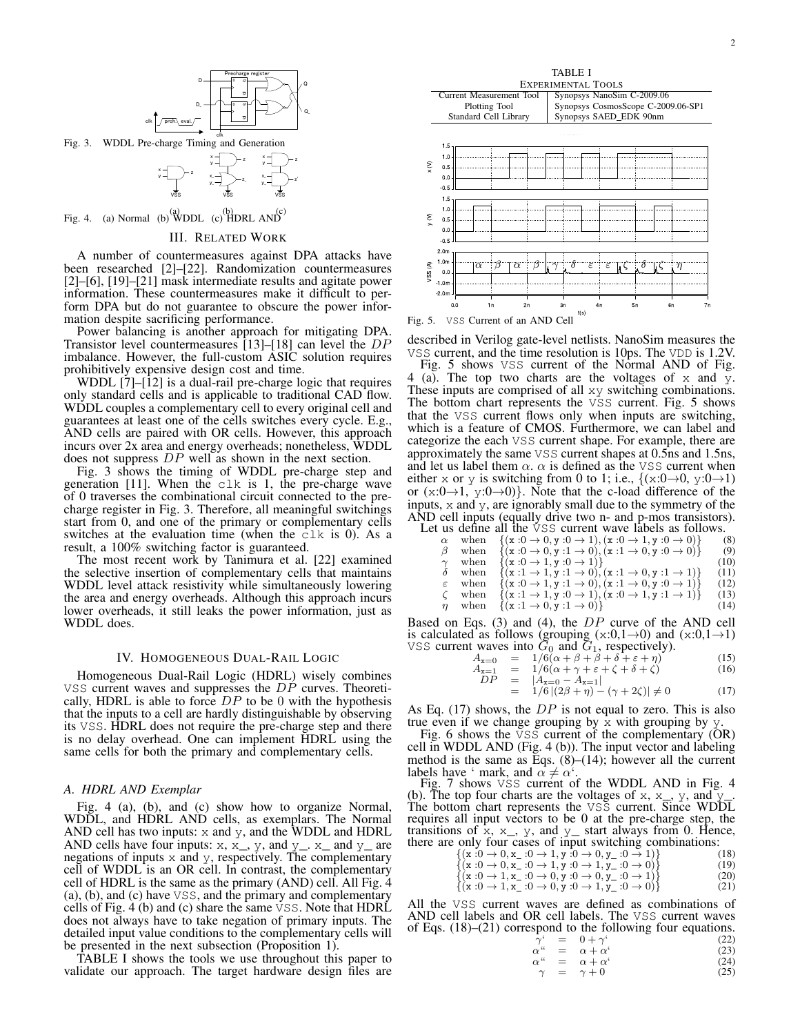Fig. 3. WDDL Pre-charge Timing and Generation

Fig. 4. (a) Normal (b) WDDL (c) HDRL AND

## III. RELATED WORK

A number of countermeasures against DPA attacks have been researched [2]–[22]. Randomization countermeasures [2]–[6], [19]–[21] mask intermediate results and agitate power information. These countermeasures make it difficult to perform DPA but do not guarantee to obscure the power information despite sacrificing performance.

Power balancing is another approach for mitigating DPA. Transistor level countermeasures [13]–[18] can level the $DP$ imbalance. However, the full-custom ASIC solution requires prohibitively expensive design cost and time.

WDDL [7]–[12] is a dual-rail pre-charge logic that requires only standard cells and is applicable to traditional CAD flow. WDDL couples a complementary cell to every original cell and guarantees at least one of the cells switches every cycle. E.g., AND cells are paired with OR cells. However, this approach incurs over 2x area and energy overheads; nonetheless, WDDL does not suppress $DP$ well as shown in the next section.

Fig. 3 shows the timing of WDDL pre-charge step and generation [11]. When the clk is 1, the pre-charge wave of 0 traverses the combinational circuit connected to the pre-charge register in Fig. 3. Therefore, all meaningful switchings start from 0, and one of the primary or complementary cells switches at the evaluation time (when the clk is 0). As a result, a 100% switching factor is guaranteed.

The most recent work by Tanimura et al. [22] examined the selective insertion of complementary cells that maintains WDDL level attack resistivity while simultaneously lowering the area and energy overheads. Although this approach incurs lower overheads, it still leaks the power information, just as WDDL does.

## IV. HOMOGENEOUS DUAL-RAIL LOGIC

Homogeneous Dual-Rail Logic (HDRL) wisely combines VSS current waves and suppresses the $DP$ curves. Theoretically, HDRL is able to force $DP$ to be 0 with the hypothesis that the inputs to a cell are hardly distinguishable by observing its VSS. HDRL does not require the pre-charge step and there is no delay overhead. One can implement HDRL using the same cells for both the primary and complementary cells.

### A. HDRL AND Exemplar

Fig. 4 (a), (b), and (c) show how to organize Normal, WDDL, and HDRL AND cells, as exemplars. The Normal AND cell has two inputs: x and y, and the WDDL and HDRL AND cells have four inputs: x, x_, y, and y_. x_ and y_ are negations of inputs x and y, respectively. The complementary cell of WDDL is an OR cell. In contrast, the complementary cell of HDRL is the same as the primary (AND) cell. All Fig. 4 (a), (b), and (c) have VSS, and the primary and complementary cells of Fig. 4 (b) and (c) share the same VSS. Note that HDRL does not always have to take negation of primary inputs. The detailed input value conditions to the complementary cells will be presented in the next subsection (Proposition 1).

TABLE I shows the tools we use throughout this paper to validate our approach. The target hardware design files are described in Verilog gate-level netlists. NanoSim measures the VSS current, and the time resolution is 10ps. The VDD is 1.2V.

TABLE I
EXPERIMENTAL TOOLS

| | |
|---|---|
| Current Measurement Tool | Synopsys NanoSim C-2009.06 |
| Plotting Tool | Synopsys CosmosScope C-2009.06-SP1 |
| Standard Cell Library | Synopsys SAED_EDK 90nm |

Fig. 5. VSS Current of an AND Cell

Fig. 5 shows VSS current of the Normal AND of Fig. 4 (a). The top two charts are the voltages of x and y. These inputs are comprised of all xy switching combinations. The bottom chart represents the VSS current. Fig. 5 shows that the VSS current flows only when inputs are switching, which is a feature of CMOS. Furthermore, we can label and categorize the each VSS current shape. For example, there are approximately the same VSS current shapes at 0.5ns and 1.5ns, and let us label them $\alpha$. $\alpha$ is defined as the VSS current when either x or y is switching from 0 to 1; i.e., $\{(x{:}0{\to}0,\ y{:}0{\to}1)$ or $(x{:}0{\to}1,\ y{:}0{\to}0)\}$. Note that the c-load difference of the inputs, x and y, are ignorably small due to the symmetry of the AND cell inputs (equally drive two n- and p-mos transistors).

Let us define all the VSS current wave labels as follows.

$$\alpha \quad \text{when} \quad \{(x:0\to0,\ y:0\to1),(x:0\to1,\ y:0\to0)\} \tag{8}$$
$$\beta \quad \text{when} \quad \{(x:0\to0,\ y:1\to0),(x:1\to0,\ y:0\to0)\} \tag{9}$$
$$\gamma \quad \text{when} \quad \{(x:0\to1,\ y:0\to1)\} \tag{10}$$
$$\delta \quad \text{when} \quad \{(x:1\to1,\ y:1\to0),(x:1\to0,\ y:1\to1)\} \tag{11}$$
$$\varepsilon \quad \text{when} \quad \{(x:0\to1,\ y:1\to0),(x:1\to0,\ y:0\to1)\} \tag{12}$$
$$\zeta \quad \text{when} \quad \{(x:1\to1,\ y:0\to1),(x:0\to1,\ y:1\to1)\} \tag{13}$$
$$\eta \quad \text{when} \quad \{(x:1\to0,\ y:1\to0)\} \tag{14}$$

Based on Eqs. (3) and (4), the $DP$ curve of the AND cell is calculated as follows (grouping $(x{:}0,1{\to}0)$ and $(x{:}0,1{\to}1)$ VSS current waves into $G_0$ and $G_1$, respectively).

$$A_{x=0} = 1/6(\alpha+\beta+\beta+\delta+\varepsilon+\eta) \tag{15}$$
$$A_{x=1} = 1/6(\alpha+\gamma+\varepsilon+\zeta+\delta+\zeta) \tag{16}$$
$$DP = |A_{x=0}-A_{x=1}|$$
$$= 1/6\,|(2\beta+\eta)-(\gamma+2\zeta)| \neq 0 \tag{17}$$

As Eq. (17) shows, the $DP$ is not equal to zero. This is also true even if we change grouping by x with grouping by y.

Fig. 6 shows the VSS current of the complementary (OR) cell in WDDL AND (Fig. 4 (b)). The input vector and labeling method is the same as Eqs. (8)–(14); however all the current labels have ' mark, and $\alpha \neq \alpha'$.

Fig. 7 shows VSS current of the WDDL AND in Fig. 4 (b). The top four charts are the voltages of x, x_, y, and y_. The bottom chart represents the VSS current. Since WDDL requires all input vectors to be 0 at the pre-charge step, the transitions of x, x_, y, and y_ start always from 0. Hence, there are only four cases of input switching combinations:

$$\{(x:0\to0,\ x\_:0\to1,\ y:0\to0,\ y\_:0\to1)\} \tag{18}$$
$$\{(x:0\to0,\ x\_:0\to1,\ y:0\to1,\ y\_:0\to0)\} \tag{19}$$
$$\{(x:0\to1,\ x\_:0\to0,\ y:0\to0,\ y\_:0\to1)\} \tag{20}$$
$$\{(x:0\to1,\ x\_:0\to0,\ y:0\to1,\ y\_:0\to0)\} \tag{21}$$

All the VSS current waves are defined as combinations of AND cell labels and OR cell labels. The VSS current waves of Eqs. (18)–(21) correspond to the following four equations.

$$\gamma' = 0+\gamma' \tag{22}$$
$$\alpha'' = \alpha+\alpha' \tag{23}$$
$$\alpha'' = \alpha+\alpha' \tag{24}$$
$$\gamma = \gamma+0 \tag{25}$$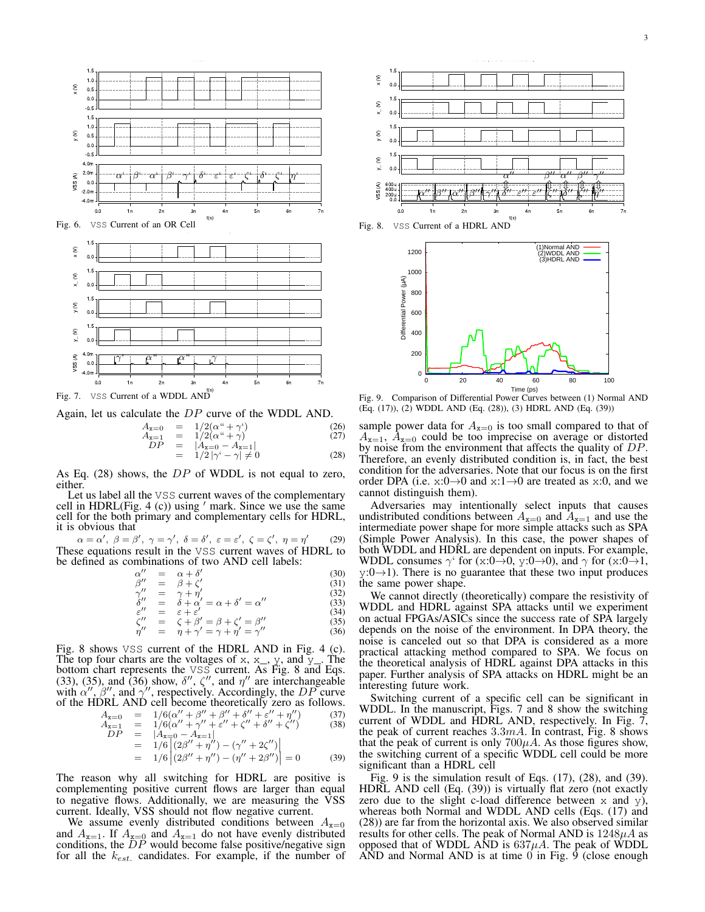Fig. 6. VSS Current of an OR Cell

Fig. 7. VSS Current of a WDDL AND

Again, let us calculate the $DP$ curve of the WDDL AND.

$$
\begin{aligned}
A_{x=0} &= 1/2(\alpha^{\text{“}} + \gamma^{\text{‘}}) && (26)\\
A_{x=1} &= 1/2(\alpha^{\text{“}} + \gamma) && (27)\\
DP &= |A_{x=0} - A_{x=1}| \\
&= 1/2\,|\gamma^{\text{‘}} - \gamma| \neq 0 && (28)
\end{aligned}
$$

As Eq. (28) shows, the $DP$ of WDDL is not equal to zero, either.

Let us label all the VSS current waves of the complementary cell in HDRL(Fig. 4 (c)) using $'$ mark. Since we use the same cell for the both primary and complementary cells for HDRL, it is obvious that

$$\alpha = \alpha',\ \beta = \beta',\ \gamma = \gamma',\ \delta = \delta',\ \varepsilon = \varepsilon',\ \zeta = \zeta',\ \eta = \eta' \quad (29)$$

These equations result in the VSS current waves of HDRL to be defined as combinations of two AND cell labels:

$$
\begin{aligned}
\alpha'' &= \alpha + \delta' && (30)\\
\beta'' &= \beta + \zeta' && (31)\\
\gamma'' &= \gamma + \eta' && (32)\\
\delta'' &= \delta + \alpha' = \alpha + \delta' = \alpha'' && (33)\\
\varepsilon'' &= \varepsilon + \varepsilon' && (34)\\
\zeta'' &= \zeta + \beta' = \beta + \zeta' = \beta'' && (35)\\
\eta'' &= \eta + \gamma' = \gamma + \eta' = \gamma'' && (36)
\end{aligned}
$$

Fig. 8 shows VSS current of the HDRL AND in Fig. 4 (c). The top four charts are the voltages of x, x_, y, and y_. The bottom chart represents the VSS current. As Fig. 8 and Eqs. (33), (35), and (36) show, $\delta''$, $\zeta''$, and $\eta''$ are interchangeable with $\alpha''$, $\beta''$, and $\gamma''$, respectively. Accordingly, the $DP$ curve of the HDRL AND cell become theoretically zero as follows.

$$
\begin{aligned}
A_{x=0} &= 1/6(\alpha'' + \beta'' + \beta'' + \delta'' + \varepsilon'' + \eta'') && (37)\\
A_{x=1} &= 1/6(\alpha'' + \gamma'' + \varepsilon'' + \zeta'' + \delta'' + \zeta'') && (38)\\
DP &= |A_{x=0} - A_{x=1}| \\
&= 1/6\left|(2\beta'' + \eta'') - (\gamma'' + 2\zeta'')\right| \\
&= 1/6\left|(2\beta'' + \eta'') - (\eta'' + 2\beta'')\right| = 0 && (39)
\end{aligned}
$$

The reason why all switching for HDRL are positive is complementing positive current flows are larger than equal to negative flows. Additionally, we are measuring the VSS current. Ideally, VSS should not flow negative current.

We assume evenly distributed conditions between $A_{x=0}$ and $A_{x=1}$. If $A_{x=0}$ and $A_{x=1}$ do not have evenly distributed conditions, the $DP$ would become false positive/negative sign for all the $k_{est.}$ candidates. For example, if the number of sample power data for $A_{x=0}$ is too small compared to that of $A_{x=1}$, $A_{x=0}$ could be too imprecise on average or distorted by noise from the environment that affects the quality of $DP$. Therefore, an evenly distributed condition is, in fact, the best condition for the adversaries. Note that our focus is on the first order DPA (i.e. x:0→0 and x:1→0 are treated as x:0, and we cannot distinguish them).

Adversaries may intentionally select inputs that causes undistributed conditions between $A_{x=0}$ and $A_{x=1}$ and use the intermediate power shape for more simple attacks such as SPA (Simple Power Analysis). In this case, the power shapes of both WDDL and HDRL are dependent on inputs. For example, WDDL consumes $\gamma^{\text{‘}}$ for (x:0→0, y:0→0), and $\gamma$ for (x:0→1, y:0→1). There is no guarantee that these two input produces the same power shape.

We cannot directly (theoretically) compare the resistivity of WDDL and HDRL against SPA attacks until we experiment on actual FPGAs/ASICs since the success rate of SPA largely depends on the noise of the environment. In DPA theory, the noise is canceled out so that DPA is considered as a more practical attacking method compared to SPA. We focus on the theoretical analysis of HDRL against DPA attacks in this paper. Further analysis of SPA attacks on HDRL might be an interesting future work.

Switching current of a specific cell can be significant in WDDL. In the manuscript, Figs. 7 and 8 show the switching current of WDDL and HDRL AND, respectively. In Fig. 7, the peak of current reaches $3.3mA$. In contrast, Fig. 8 shows that the peak of current is only $700\mu A$. As those figures show, the switching current of a specific WDDL cell could be more significant than a HDRL cell

Fig. 8. VSS Current of a HDRL AND

Fig. 9. Comparison of Differential Power Curves between (1) Normal AND (Eq. (17)), (2) WDDL AND (Eq. (28)), (3) HDRL AND (Eq. (39))

Fig. 9 is the simulation result of Eqs. (17), (28), and (39). HDRL AND cell (Eq. (39)) is virtually flat zero (not exactly zero due to the slight c-load difference between x and y), whereas both Normal and WDDL AND cells (Eqs. (17) and (28)) are far from the horizontal axis. We also observed similar results for other cells. The peak of Normal AND is $1248\mu A$ as opposed that of WDDL AND is $637\mu A$. The peak of WDDL AND and Normal AND is at time 0 in Fig. 9 (close enough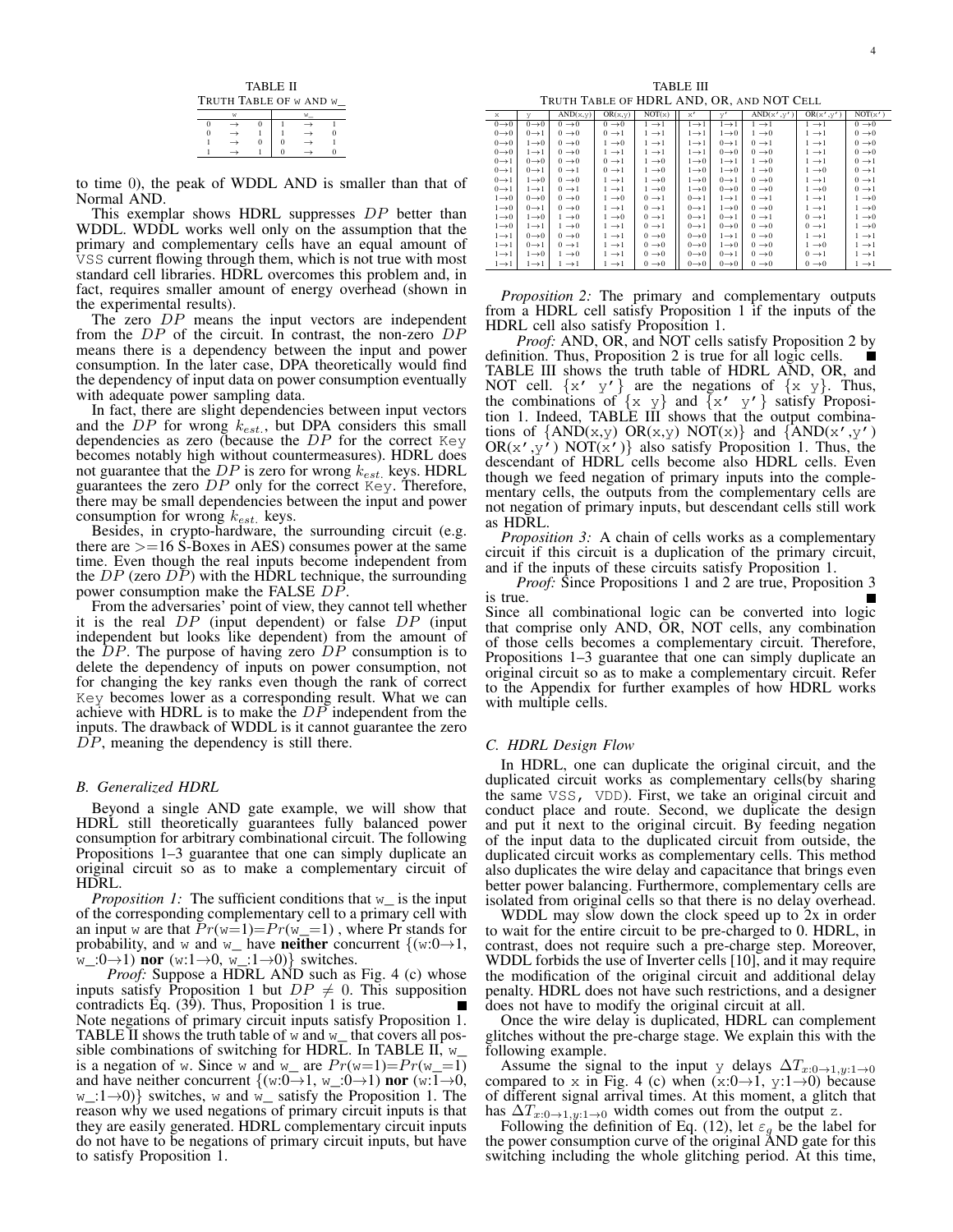TABLE II
TRUTH TABLE OF w AND w_

| w | | | w_ | | |
|---|---|---|---|---|---|
| 0 | → | 0 | 1 | → | 1 |
| 0 | → | 1 | 1 | → | 0 |
| 1 | → | 0 | 0 | → | 1 |
| 1 | → | 1 | 0 | → | 0 |

to time 0), the peak of WDDL AND is smaller than that of Normal AND.

This exemplar shows HDRL suppresses $DP$ better than WDDL. WDDL works well only on the assumption that the primary and complementary cells have an equal amount of VSS current flowing through them, which is not true with most standard cell libraries. HDRL overcomes this problem and, in fact, requires smaller amount of energy overhead (shown in the experimental results).

The zero $DP$ means the input vectors are independent from the $DP$ of the circuit. In contrast, the non-zero $DP$ means there is a dependency between the input and power consumption. In the later case, DPA theoretically would find the dependency of input data on power consumption eventually with adequate power sampling data.

In fact, there are slight dependencies between input vectors and the $DP$ for wrong $k_{est.}$, but DPA considers this small dependencies as zero (because the $DP$ for the correct Key becomes notably high without countermeasures). HDRL does not guarantee that the $DP$ is zero for wrong $k_{est.}$ keys. HDRL guarantees the zero $DP$ only for the correct Key. Therefore, there may be small dependencies between the input and power consumption for wrong $k_{est.}$ keys.

Besides, in crypto-hardware, the surrounding circuit (e.g. there are >=16 S-Boxes in AES) consumes power at the same time. Even though the real inputs become independent from the $DP$ (zero $DP$) with the HDRL technique, the surrounding power consumption make the FALSE $DP$.

From the adversaries' point of view, they cannot tell whether it is the real $DP$ (input dependent) or false $DP$ (input independent but looks like dependent) from the amount of the $DP$. The purpose of having zero $DP$ consumption is to delete the dependency of inputs on power consumption, not for changing the key ranks even though the rank of correct Key becomes lower as a corresponding result. What we can achieve with HDRL is to make the $DP$ independent from the inputs. The drawback of WDDL is it cannot guarantee the zero $DP$, meaning the dependency is still there.

### B. Generalized HDRL

Beyond a single AND gate example, we will show that HDRL still theoretically guarantees fully balanced power consumption for arbitrary combinational circuit. The following Propositions 1–3 guarantee that one can simply duplicate an original circuit so as to make a complementary circuit of HDRL.

*Proposition 1:* The sufficient conditions that w_ is the input of the corresponding complementary cell to a primary cell with an input w are that $Pr(\text{w}{=}1){=}Pr(\text{w\_}{=}1)$ , where Pr stands for probability, and w and w_ have **neither** concurrent {(w:0→1, w_:0→1) **nor** (w:1→0, w_:1→0)} switches.

*Proof:* Suppose a HDRL AND such as Fig. 4 (c) whose inputs satisfy Proposition 1 but $DP \neq 0$. This supposition contradicts Eq. (39). Thus, Proposition 1 is true. ■

Note negations of primary circuit inputs satisfy Proposition 1. TABLE II shows the truth table of w and w_ that covers all possible combinations of switching for HDRL. In TABLE II, w_ is a negation of w. Since w and w_ are $Pr(\text{w}{=}1){=}Pr(\text{w\_}{=}1)$ and have neither concurrent {(w:0→1, w_:0→1) **nor** (w:1→0, w_:1→0)} switches, w and w_ satisfy the Proposition 1. The reason why we used negations of primary circuit inputs is that they are easily generated. HDRL complementary circuit inputs do not have to be negations of primary circuit inputs, but have to satisfy Proposition 1.

TABLE III
TRUTH TABLE OF HDRL AND, OR, AND NOT CELL

| x | y | AND(x,y) | OR(x,y) | NOT(x) | x′ | y′ | AND(x′,y′) | OR(x′,y′) | NOT(x′) |
|---|---|---|---|---|---|---|---|---|---|
| 0→0 | 0→0 | 0→0 | 0→0 | 1→1 | 1→1 | 1→1 | 1→1 | 1→1 | 0→0 |
| 0→0 | 0→1 | 0→0 | 0→1 | 1→1 | 1→1 | 1→0 | 1→0 | 1→1 | 0→0 |
| 0→0 | 1→0 | 0→0 | 1→0 | 1→1 | 1→1 | 0→1 | 0→1 | 1→1 | 0→0 |
| 0→0 | 1→1 | 0→0 | 1→1 | 1→1 | 1→1 | 0→0 | 0→0 | 1→1 | 0→0 |
| 0→1 | 0→0 | 0→0 | 0→1 | 1→0 | 1→0 | 1→1 | 1→0 | 1→1 | 0→1 |
| 0→1 | 0→1 | 0→1 | 0→1 | 1→0 | 1→0 | 1→0 | 1→0 | 1→0 | 0→1 |
| 0→1 | 1→0 | 0→0 | 1→1 | 1→0 | 1→0 | 0→1 | 0→0 | 1→1 | 0→1 |
| 0→1 | 1→1 | 0→1 | 1→1 | 1→0 | 1→0 | 0→0 | 0→0 | 1→0 | 0→1 |
| 1→0 | 0→0 | 0→0 | 1→0 | 0→1 | 0→1 | 1→1 | 0→1 | 1→1 | 1→0 |
| 1→0 | 0→1 | 0→0 | 1→1 | 0→1 | 0→1 | 1→0 | 0→0 | 1→1 | 1→0 |
| 1→0 | 1→0 | 1→0 | 1→0 | 0→1 | 0→1 | 0→1 | 0→1 | 0→1 | 1→0 |
| 1→0 | 1→1 | 1→0 | 1→1 | 0→1 | 0→1 | 0→0 | 0→0 | 0→1 | 1→0 |
| 1→1 | 0→0 | 0→0 | 1→1 | 0→0 | 0→0 | 1→1 | 0→0 | 1→1 | 1→1 |
| 1→1 | 0→1 | 0→1 | 1→1 | 0→0 | 0→0 | 1→0 | 0→0 | 1→0 | 1→1 |
| 1→1 | 1→0 | 1→0 | 1→1 | 0→0 | 0→0 | 0→1 | 0→0 | 0→1 | 1→1 |
| 1→1 | 1→1 | 1→1 | 1→1 | 0→0 | 0→0 | 0→0 | 0→0 | 0→0 | 1→1 |

*Proposition 2:* The primary and complementary outputs from a HDRL cell satisfy Proposition 1 if the inputs of the HDRL cell also satisfy Proposition 1.

*Proof:* AND, OR, and NOT cells satisfy Proposition 2 by definition. Thus, Proposition 2 is true for all logic cells. ■

TABLE III shows the truth table of HDRL AND, OR, and NOT cell. {x′ y′} are the negations of {x y}. Thus, the combinations of {x y} and {x′ y′} satisfy Proposition 1. Indeed, TABLE III shows that the output combinations of {AND(x,y) OR(x,y) NOT(x)} and {AND(x′,y′) OR(x′,y′) NOT(x′)} also satisfy Proposition 1. Thus, the descendant of HDRL cells become also HDRL cells. Even though we feed negation of primary inputs into the complementary cells, the outputs from the complementary cells are not negation of primary inputs, but descendant cells still work as HDRL.

*Proposition 3:* A chain of cells works as a complementary circuit if this circuit is a duplication of the primary circuit, and if the inputs of these circuits satisfy Proposition 1.

*Proof:* Since Propositions 1 and 2 are true, Proposition 3 is true. ■

Since all combinational logic can be converted into logic that comprise only AND, OR, NOT cells, any combination of those cells becomes a complementary circuit. Therefore, Propositions 1–3 guarantee that one can simply duplicate an original circuit so as to make a complementary circuit. Refer to the Appendix for further examples of how HDRL works with multiple cells.

### C. HDRL Design Flow

In HDRL, one can duplicate the original circuit, and the duplicated circuit works as complementary cells(by sharing the same VSS, VDD). First, we take an original circuit and conduct place and route. Second, we duplicate the design and put it next to the original circuit. By feeding negation of the input data to the duplicated circuit from outside, the duplicated circuit works as complementary cells. This method also duplicates the wire delay and capacitance that brings even better power balancing. Furthermore, complementary cells are isolated from original cells so that there is no delay overhead.

WDDL may slow down the clock speed up to 2x in order to wait for the entire circuit to be pre-charged to 0. HDRL, in contrast, does not require such a pre-charge step. Moreover, WDDL forbids the use of Inverter cells [10], and it may require the modification of the original circuit and additional delay penalty. HDRL does not have such restrictions, and a designer does not have to modify the original circuit at all.

Once the wire delay is duplicated, HDRL can complement glitches without the pre-charge stage. We explain this with the following example.

Assume the signal to the input y delays $\Delta T_{x:0\rightarrow 1,y:1\rightarrow 0}$ compared to x in Fig. 4 (c) when (x:0→1, y:1→0) because of different signal arrival times. At this moment, a glitch that has $\Delta T_{x:0\rightarrow 1,y:1\rightarrow 0}$ width comes out from the output z.

Following the definition of Eq. (12), let $\varepsilon_g$ be the label for the power consumption curve of the original AND gate for this switching including the whole glitching period. At this time,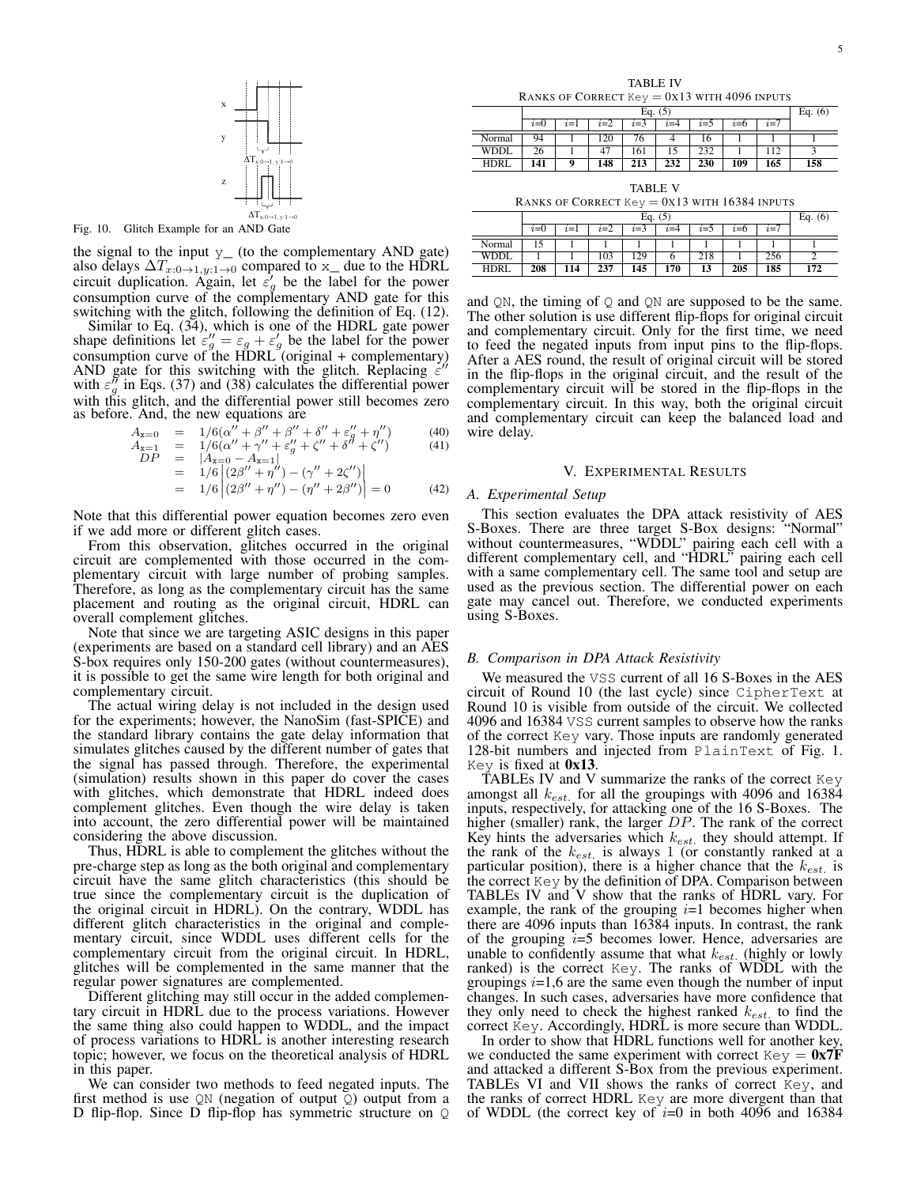Fig. 10. Glitch Example for an AND Gate

the signal to the input y_ (to the complementary AND gate) also delays $\Delta T_{x:0\to1,y:1\to0}$ compared to x_ due to the HDRL circuit duplication. Again, let $\varepsilon'_g$ be the label for the power consumption curve of the complementary AND gate for this switching with the glitch, following the definition of Eq. (12).

Similar to Eq. (34), which is one of the HDRL gate power shape definitions let $\varepsilon''_g = \varepsilon_g + \varepsilon'_g$ be the label for the power consumption curve of the HDRL (original + complementary) AND gate for this switching with the glitch. Replacing $\varepsilon''$ with $\varepsilon''_g$ in Eqs. (37) and (38) calculates the differential power with this glitch, and the differential power still becomes zero as before. And, the new equations are

$$A_{x=0} = 1/6(\alpha'' + \beta'' + \beta'' + \delta'' + \varepsilon''_g + \eta'') \quad (40)$$

$$A_{x=1} = 1/6(\alpha'' + \gamma'' + \varepsilon''_g + \zeta'' + \delta'' + \zeta'') \quad (41)$$

$$\begin{aligned} DP &= |A_{x=0} - A_{x=1}| \\ &= 1/6\left|(2\beta'' + \eta'') - (\gamma'' + 2\zeta'')\right| \\ &= 1/6\left|(2\beta'' + \eta'') - (\eta'' + 2\beta'')\right| = 0 \end{aligned} \quad (42)$$

Note that this differential power equation becomes zero even if we add more or different glitch cases.

From this observation, glitches occurred in the original circuit are complemented with those occurred in the complementary circuit with large number of probing samples. Therefore, as long as the complementary circuit has the same placement and routing as the original circuit, HDRL can overall complement glitches.

Note that since we are targeting ASIC designs in this paper (experiments are based on a standard cell library) and an AES S-box requires only 150-200 gates (without countermeasures), it is possible to get the same wire length for both original and complementary circuit.

The actual wiring delay is not included in the design used for the experiments; however, the NanoSim (fast-SPICE) and the standard library contains the gate delay information that simulates glitches caused by the different number of gates that the signal has passed through. Therefore, the experimental (simulation) results shown in this paper do cover the cases with glitches, which demonstrate that HDRL indeed does complement glitches. Even though the wire delay is taken into account, the zero differential power will be maintained considering the above discussion.

Thus, HDRL is able to complement the glitches without the pre-charge step as long as the both original and complementary circuit have the same glitch characteristics (this should be true since the complementary circuit is the duplication of the original circuit in HDRL). On the contrary, WDDL has different glitch characteristics in the original and complementary circuit, since WDDL uses different cells for the complementary circuit from the original circuit. In HDRL, glitches will be complemented in the same manner that the regular power signatures are complemented.

Different glitching may still occur in the added complementary circuit in HDRL due to the process variations. However the same thing also could happen to WDDL, and the impact of process variations to HDRL is another interesting research topic; however, we focus on the theoretical analysis of HDRL in this paper.

We can consider two methods to feed negated inputs. The first method is use QN (negation of output Q) output from a D flip-flop. Since D flip-flop has symmetric structure on Q and QN, the timing of Q and QN are supposed to be the same. The other solution is use different flip-flops for original circuit and complementary circuit. Only for the first time, we need to feed the negated inputs from input pins to the flip-flops. After a AES round, the result of original circuit will be stored in the flip-flops in the original circuit, and the result of the complementary circuit will be stored in the flip-flops in the complementary circuit. In this way, both the original circuit and complementary circuit can keep the balanced load and wire delay.

TABLE IV
RANKS OF CORRECT Key = 0x13 WITH 4096 INPUTS

| | Eq. (5) | | | | | | | | Eq. (6) |
|---|---|---|---|---|---|---|---|---|---|
| | $i$=0 | $i$=1 | $i$=2 | $i$=3 | $i$=4 | $i$=5 | $i$=6 | $i$=7 | |
| Normal | 94 | 1 | 120 | 76 | 4 | 16 | 1 | 1 | 1 |
| WDDL | 26 | 1 | 47 | 161 | 15 | 232 | 1 | 112 | 3 |
| HDRL | **141** | **9** | **148** | **213** | **232** | **230** | **109** | **165** | **158** |

TABLE V
RANKS OF CORRECT Key = 0x13 WITH 16384 INPUTS

| | Eq. (5) | | | | | | | | Eq. (6) |
|---|---|---|---|---|---|---|---|---|---|
| | $i$=0 | $i$=1 | $i$=2 | $i$=3 | $i$=4 | $i$=5 | $i$=6 | $i$=7 | |
| Normal | 15 | 1 | 1 | 1 | 1 | 1 | 1 | 1 | 1 |
| WDDL | 1 | 1 | 103 | 129 | 6 | 218 | 1 | 256 | 2 |
| HDRL | **208** | **114** | **237** | **145** | **170** | **13** | **205** | **185** | **172** |

## V. Experimental Results

### A. Experimental Setup

This section evaluates the DPA attack resistivity of AES S-Boxes. There are three target S-Box designs: "Normal" without countermeasures, "WDDL" pairing each cell with a different complementary cell, and "HDRL" pairing each cell with a same complementary cell. The same tool and setup are used as the previous section. The differential power on each gate may cancel out. Therefore, we conducted experiments using S-Boxes.

### B. Comparison in DPA Attack Resistivity

We measured the VSS current of all 16 S-Boxes in the AES circuit of Round 10 (the last cycle) since CipherText at Round 10 is visible from outside of the circuit. We collected 4096 and 16384 VSS current samples to observe how the ranks of the correct Key vary. Those inputs are randomly generated 128-bit numbers and injected from PlainText of Fig. 1. Key is fixed at **0x13**.

TABLEs IV and V summarize the ranks of the correct Key amongst all $k_{est.}$ for all the groupings with 4096 and 16384 inputs, respectively, for attacking one of the 16 S-Boxes. The higher (smaller) rank, the larger $DP$. The rank of the correct Key hints the adversaries which $k_{est.}$ they should attempt. If the rank of the $k_{est.}$ is always 1 (or constantly ranked at a particular position), there is a higher chance that the $k_{est.}$ is the correct Key by the definition of DPA. Comparison between TABLEs IV and V show that the ranks of HDRL vary. For example, the rank of the grouping $i$=1 becomes higher when there are 4096 inputs than 16384 inputs. In contrast, the rank of the grouping $i$=5 becomes lower. Hence, adversaries are unable to confidently assume that what $k_{est.}$ (highly or lowly ranked) is the correct Key. The ranks of WDDL with the groupings $i$=1,6 are the same even though the number of input changes. In such cases, adversaries have more confidence that they only need to check the highest ranked $k_{est.}$ to find the correct Key. Accordingly, HDRL is more secure than WDDL.

In order to show that HDRL functions well for another key, we conducted the same experiment with correct Key = **0x7F** and attacked a different S-Box from the previous experiment. TABLEs VI and VII shows the ranks of correct Key, and the ranks of correct HDRL Key are more divergent than that of WDDL (the correct key of $i$=0 in both 4096 and 16384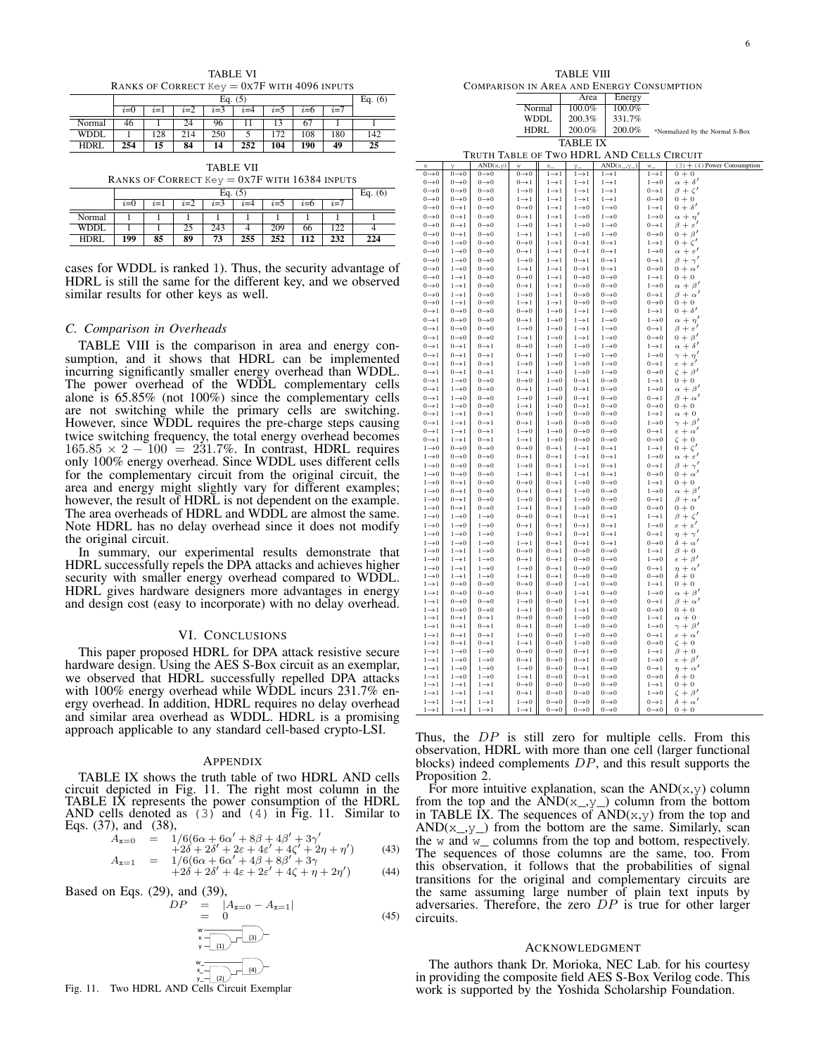TABLE VI
RANKS OF CORRECT Key = 0X7F WITH 4096 INPUTS

| | Eq. (5) | | | | | | | | Eq. (6) |
|---|---|---|---|---|---|---|---|---|---|
| | $i$=0 | $i$=1 | $i$=2 | $i$=3 | $i$=4 | $i$=5 | $i$=6 | $i$=7 | |
| Normal | 46 | 1 | 24 | 96 | 11 | 13 | 67 | 1 | 1 |
| WDDL | 1 | 128 | 214 | 250 | 5 | 172 | 108 | 180 | 142 |
| **HDRL** | **254** | **15** | **84** | **14** | **252** | **104** | **190** | **49** | **25** |

TABLE VII
RANKS OF CORRECT Key = 0X7F WITH 16384 INPUTS

| | Eq. (5) | | | | | | | | Eq. (6) |
|---|---|---|---|---|---|---|---|---|---|
| | $i$=0 | $i$=1 | $i$=2 | $i$=3 | $i$=4 | $i$=5 | $i$=6 | $i$=7 | |
| Normal | 1 | 1 | 1 | 1 | 1 | 1 | 1 | 1 | 1 |
| WDDL | 1 | 1 | 25 | 243 | 4 | 209 | 66 | 122 | 4 |
| **HDRL** | **199** | **85** | **89** | **73** | **255** | **252** | **112** | **232** | **224** |

cases for WDDL is ranked 1). Thus, the security advantage of HDRL is still the same for the different key, and we observed similar results for other keys as well.

### C. Comparison in Overheads

TABLE VIII is the comparison in area and energy consumption, and it shows that HDRL can be implemented incurring significantly smaller energy overhead than WDDL. The power overhead of the WDDL complementary cells alone is 65.85% (not 100%) since the complementary cells are not switching while the primary cells are switching. However, since WDDL requires the pre-charge steps causing twice switching frequency, the total energy overhead becomes $165.85 \times 2 - 100 = 231.7\%$. In contrast, HDRL requires only 100% energy overhead. Since WDDL uses different cells for the complementary circuit from the original circuit, the area and energy might slightly vary for different examples; however, the result of HDRL is not dependent on the example. The area overheads of HDRL and WDDL are almost the same. Note HDRL has no delay overhead since it does not modify the original circuit.

In summary, our experimental results demonstrate that HDRL successfully repels the DPA attacks and achieves higher security with smaller energy overhead compared to WDDL. HDRL gives hardware designers more advantages in energy and design cost (easy to incorporate) with no delay overhead.

## VI. CONCLUSIONS

This paper proposed HDRL for DPA attack resistive secure hardware design. Using the AES S-Box circuit as an exemplar, we observed that HDRL successfully repelled DPA attacks with 100% energy overhead while WDDL incurs 231.7% energy overhead. In addition, HDRL requires no delay overhead and similar area overhead as WDDL. HDRL is a promising approach applicable to any standard cell-based crypto-LSI.

## APPENDIX

TABLE IX shows the truth table of two HDRL AND cells circuit depicted in Fig. 11. The right most column in the TABLE IX represents the power consumption of the HDRL AND cells denoted as (3) and (4) in Fig. 11. Similar to Eqs. (37), and (38),

$$
\begin{aligned}
A_{\mathtt{x}=0} &= 1/6(6\alpha + 6\alpha' + 8\beta + 4\beta' + 3\gamma' \\
&\quad + 2\delta + 2\delta' + 2\varepsilon + 4\varepsilon' + 4\zeta' + 2\eta + \eta') \quad (43)\\
A_{\mathtt{x}=1} &= 1/6(6\alpha + 6\alpha' + 4\beta + 8\beta' + 3\gamma \\
&\quad + 2\delta + 2\delta' + 4\varepsilon + 2\varepsilon' + 4\zeta + \eta + 2\eta') \quad (44)
\end{aligned}
$$

Based on Eqs. (29), and (39),

$$
\begin{aligned}
DP &= |A_{\mathtt{x}=0} - A_{\mathtt{x}=1}| \\
&= 0 \quad (45)
\end{aligned}
$$

Fig. 11. Two HDRL AND Cells Circuit Exemplar

TABLE VIII
COMPARISON IN AREA AND ENERGY CONSUMPTION

| | Area | Energy |
|---|---|---|
| Normal | 100.0% | 100.0% |
| WDDL | 200.3% | 331.7% |
| HDRL | 200.0% | 200.0% |

*Normalized by the Normal S-Box

TABLE IX
TRUTH TABLE OF TWO HDRL AND CELLS CIRCUIT

| x | y | AND(x,y) | w | x_ | y_ | AND(x_,y_) | w_ | (3) + (4) Power Consumption |
|---|---|---|---|---|---|---|---|---|
| 0→0 | 0→0 | 0→0 | 0→0 | 1→1 | 1→1 | 1→1 | 1→1 | $0+0$ |
| 0→0 | 0→0 | 0→0 | 0→1 | 1→1 | 1→1 | 1→1 | 1→0 | $\alpha+\delta'$ |
| 0→0 | 0→0 | 0→0 | 1→0 | 1→1 | 1→1 | 1→1 | 0→1 | $\beta+\zeta'$ |
| 0→0 | 0→0 | 0→0 | 1→1 | 1→1 | 1→1 | 1→1 | 0→0 | $0+0$ |
| 0→0 | 0→1 | 0→0 | 0→0 | 1→1 | 1→0 | 1→0 | 1→1 | $0+\delta'$ |
| 0→0 | 0→1 | 0→0 | 0→1 | 1→1 | 1→0 | 1→0 | 1→0 | $\alpha+\eta'$ |
| 0→0 | 0→1 | 0→0 | 1→0 | 1→1 | 1→0 | 1→0 | 0→1 | $\beta+\varepsilon'$ |
| 0→0 | 0→1 | 0→0 | 1→1 | 1→1 | 1→0 | 1→0 | 0→0 | $0+\beta'$ |
| 0→0 | 1→0 | 0→0 | 0→0 | 1→1 | 0→1 | 0→1 | 1→1 | $0+\zeta'$ |
| 0→0 | 1→0 | 0→0 | 0→1 | 1→1 | 0→1 | 0→1 | 1→0 | $\alpha+\varepsilon'$ |
| 0→0 | 1→0 | 0→0 | 1→0 | 1→1 | 0→1 | 0→1 | 0→1 | $\beta+\gamma'$ |
| 0→0 | 1→0 | 0→0 | 1→1 | 1→1 | 0→1 | 0→1 | 0→0 | $0+\alpha'$ |
| 0→0 | 1→1 | 0→0 | 0→0 | 1→1 | 0→0 | 0→0 | 1→1 | $0+0$ |
| 0→0 | 1→1 | 0→0 | 0→1 | 1→1 | 0→0 | 0→0 | 1→0 | $\alpha+\beta'$ |
| 0→0 | 1→1 | 0→0 | 1→0 | 1→1 | 0→0 | 0→0 | 0→1 | $\beta+\alpha'$ |
| 0→0 | 1→1 | 0→0 | 1→1 | 1→1 | 0→0 | 0→0 | 0→0 | $0+0$ |
| 0→1 | 0→0 | 0→0 | 0→0 | 1→0 | 1→1 | 1→0 | 1→1 | $0+\delta'$ |
| 0→1 | 0→0 | 0→0 | 0→1 | 1→0 | 1→1 | 1→0 | 1→0 | $\alpha+\eta'$ |
| 0→1 | 0→0 | 0→0 | 1→0 | 1→0 | 1→1 | 1→0 | 0→1 | $\beta+\varepsilon'$ |
| 0→1 | 0→0 | 0→0 | 1→1 | 1→0 | 1→1 | 1→0 | 0→0 | $0+\beta'$ |
| 0→1 | 0→1 | 0→1 | 0→0 | 1→0 | 1→0 | 1→0 | 1→1 | $\alpha+\delta'$ |
| 0→1 | 0→1 | 0→1 | 0→1 | 1→0 | 1→0 | 1→0 | 1→0 | $\gamma+\eta'$ |
| 0→1 | 0→1 | 0→1 | 1→0 | 1→0 | 1→0 | 1→0 | 0→1 | $\varepsilon+\varepsilon'$ |
| 0→1 | 0→1 | 0→1 | 1→1 | 1→0 | 1→0 | 1→0 | 0→0 | $\zeta+\beta'$ |
| 0→1 | 1→0 | 0→0 | 0→0 | 1→0 | 0→1 | 0→0 | 1→1 | $0+0$ |
| 0→1 | 1→0 | 0→0 | 0→1 | 1→0 | 0→1 | 0→0 | 1→0 | $\alpha+\beta'$ |
| 0→1 | 1→0 | 0→0 | 1→0 | 1→0 | 0→1 | 0→0 | 0→1 | $\beta+\alpha'$ |
| 0→1 | 1→0 | 0→0 | 1→1 | 1→0 | 0→1 | 0→0 | 0→0 | $0+0$ |
| 0→1 | 1→1 | 0→1 | 0→0 | 1→0 | 0→0 | 0→0 | 1→1 | $\alpha+0$ |
| 0→1 | 1→1 | 0→1 | 0→1 | 1→0 | 0→0 | 0→0 | 1→0 | $\gamma+\beta'$ |
| 0→1 | 1→1 | 0→1 | 1→0 | 1→0 | 0→0 | 0→0 | 0→1 | $\varepsilon+\alpha'$ |
| 0→1 | 1→1 | 0→1 | 1→1 | 1→0 | 0→0 | 0→0 | 0→0 | $\zeta+0$ |
| 1→0 | 0→0 | 0→0 | 0→0 | 0→1 | 1→1 | 0→1 | 1→1 | $0+\zeta'$ |
| 1→0 | 0→0 | 0→0 | 0→1 | 0→1 | 1→1 | 0→1 | 1→0 | $\alpha+\varepsilon'$ |
| 1→0 | 0→0 | 0→0 | 1→0 | 0→1 | 1→1 | 0→1 | 0→1 | $\beta+\gamma'$ |
| 1→0 | 0→0 | 0→0 | 1→1 | 0→1 | 1→1 | 0→1 | 0→0 | $0+\alpha'$ |
| 1→0 | 0→1 | 0→0 | 0→0 | 0→1 | 1→0 | 0→0 | 1→1 | $0+0$ |
| 1→0 | 0→1 | 0→0 | 0→1 | 0→1 | 1→0 | 0→0 | 1→0 | $\alpha+\beta'$ |
| 1→0 | 0→1 | 0→0 | 1→0 | 0→1 | 1→0 | 0→0 | 0→1 | $\beta+\alpha'$ |
| 1→0 | 0→1 | 0→0 | 1→1 | 0→1 | 1→0 | 0→0 | 0→0 | $0+0$ |
| 1→0 | 1→0 | 1→0 | 0→0 | 0→1 | 0→1 | 0→1 | 1→1 | $\beta+\zeta'$ |
| 1→0 | 1→0 | 1→0 | 0→1 | 0→1 | 0→1 | 0→1 | 1→0 | $\varepsilon+\varepsilon'$ |
| 1→0 | 1→0 | 1→0 | 1→0 | 0→1 | 0→1 | 0→1 | 0→1 | $\eta+\gamma'$ |
| 1→0 | 1→0 | 1→0 | 1→1 | 0→1 | 0→1 | 0→1 | 0→0 | $\delta+\alpha'$ |
| 1→0 | 1→1 | 1→0 | 0→0 | 0→1 | 0→0 | 0→0 | 1→1 | $\beta+0$ |
| 1→0 | 1→1 | 1→0 | 0→1 | 0→1 | 0→0 | 0→0 | 1→0 | $\varepsilon+\beta'$ |
| 1→0 | 1→1 | 1→0 | 1→0 | 0→1 | 0→0 | 0→0 | 0→1 | $\eta+\alpha'$ |
| 1→0 | 1→1 | 1→0 | 1→1 | 0→1 | 0→0 | 0→0 | 0→0 | $\delta+0$ |
| 1→1 | 0→0 | 0→0 | 0→0 | 0→0 | 1→1 | 0→0 | 1→1 | $0+0$ |
| 1→1 | 0→0 | 0→0 | 0→1 | 0→0 | 1→1 | 0→0 | 1→0 | $\alpha+\beta'$ |
| 1→1 | 0→0 | 0→0 | 1→0 | 0→0 | 1→1 | 0→0 | 0→1 | $\beta+\alpha'$ |
| 1→1 | 0→0 | 0→0 | 1→1 | 0→0 | 1→1 | 0→0 | 0→0 | $0+0$ |
| 1→1 | 0→1 | 0→1 | 0→0 | 0→0 | 1→0 | 0→0 | 1→1 | $\alpha+0$ |
| 1→1 | 0→1 | 0→1 | 0→1 | 0→0 | 1→0 | 0→0 | 1→0 | $\gamma+\beta'$ |
| 1→1 | 0→1 | 0→1 | 1→0 | 0→0 | 1→0 | 0→0 | 0→1 | $\varepsilon+\alpha'$ |
| 1→1 | 0→1 | 0→1 | 1→1 | 0→0 | 1→0 | 0→0 | 0→0 | $\zeta+0$ |
| 1→1 | 1→0 | 1→0 | 0→0 | 0→0 | 0→1 | 0→0 | 1→1 | $\beta+0$ |
| 1→1 | 1→0 | 1→0 | 0→1 | 0→0 | 0→1 | 0→0 | 1→0 | $\varepsilon+\beta'$ |
| 1→1 | 1→0 | 1→0 | 1→0 | 0→0 | 0→1 | 0→0 | 0→1 | $\eta+\alpha'$ |
| 1→1 | 1→0 | 1→0 | 1→1 | 0→0 | 0→1 | 0→0 | 0→0 | $\delta+0$ |
| 1→1 | 1→1 | 1→1 | 0→0 | 0→0 | 0→0 | 0→0 | 1→1 | $0+0$ |
| 1→1 | 1→1 | 1→1 | 0→1 | 0→0 | 0→0 | 0→0 | 1→0 | $\zeta+\beta'$ |
| 1→1 | 1→1 | 1→1 | 1→0 | 0→0 | 0→0 | 0→0 | 0→1 | $\delta+\alpha'$ |
| 1→1 | 1→1 | 1→1 | 1→1 | 0→0 | 0→0 | 0→0 | 0→0 | $0+0$ |

Thus, the $DP$ is still zero for multiple cells. From this observation, HDRL with more than one cell (larger functional blocks) indeed complements $DP$, and this result supports the Proposition 2.

For more intuitive explanation, scan the AND(x,y) column from the top and the AND(x_,y_) column from the bottom in TABLE IX. The sequences of AND(x,y) from the top and AND(x_,y_) from the bottom are the same. Similarly, scan the w and w_ columns from the top and bottom, respectively. The sequences of those columns are the same, too. From this observation, it follows that the probabilities of signal transitions for the original and complementary circuits are the same assuming large number of plain text inputs by adversaries. Therefore, the zero $DP$ is true for other larger circuits.

## ACKNOWLEDGMENT

The authors thank Dr. Morioka, NEC Lab. for his courtesy in providing the composite field AES S-Box Verilog code. This work is supported by the Yoshida Scholarship Foundation.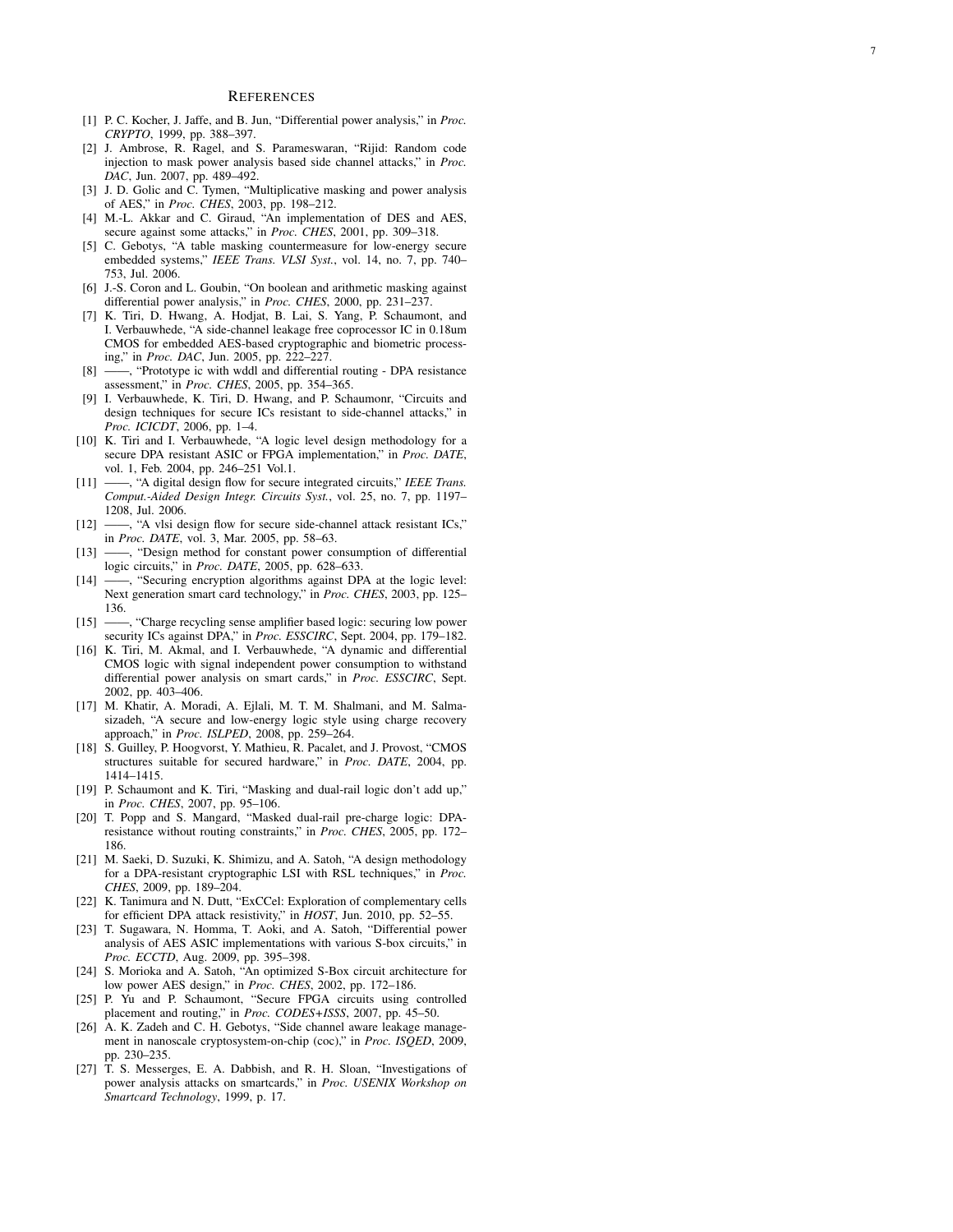## References

[1] P. C. Kocher, J. Jaffe, and B. Jun, "Differential power analysis," in *Proc. CRYPTO*, 1999, pp. 388–397.

[2] J. Ambrose, R. Ragel, and S. Parameswaran, "Rijid: Random code injection to mask power analysis based side channel attacks," in *Proc. DAC*, Jun. 2007, pp. 489–492.

[3] J. D. Golic and C. Tymen, "Multiplicative masking and power analysis of AES," in *Proc. CHES*, 2003, pp. 198–212.

[4] M.-L. Akkar and C. Giraud, "An implementation of DES and AES, secure against some attacks," in *Proc. CHES*, 2001, pp. 309–318.

[5] C. Gebotys, "A table masking countermeasure for low-energy secure embedded systems," *IEEE Trans. VLSI Syst.*, vol. 14, no. 7, pp. 740–753, Jul. 2006.

[6] J.-S. Coron and L. Goubin, "On boolean and arithmetic masking against differential power analysis," in *Proc. CHES*, 2000, pp. 231–237.

[7] K. Tiri, D. Hwang, A. Hodjat, B. Lai, S. Yang, P. Schaumont, and I. Verbauwhede, "A side-channel leakage free coprocessor IC in 0.18um CMOS for embedded AES-based cryptographic and biometric processing," in *Proc. DAC*, Jun. 2005, pp. 222–227.

[8] ——, "Prototype ic with wddl and differential routing - DPA resistance assessment," in *Proc. CHES*, 2005, pp. 354–365.

[9] I. Verbauwhede, K. Tiri, D. Hwang, and P. Schaumonr, "Circuits and design techniques for secure ICs resistant to side-channel attacks," in *Proc. ICICDT*, 2006, pp. 1–4.

[10] K. Tiri and I. Verbauwhede, "A logic level design methodology for a secure DPA resistant ASIC or FPGA implementation," in *Proc. DATE*, vol. 1, Feb. 2004, pp. 246–251 Vol.1.

[11] ——, "A digital design flow for secure integrated circuits," *IEEE Trans. Comput.-Aided Design Integr. Circuits Syst.*, vol. 25, no. 7, pp. 1197–1208, Jul. 2006.

[12] ——, "A vlsi design flow for secure side-channel attack resistant ICs," in *Proc. DATE*, vol. 3, Mar. 2005, pp. 58–63.

[13] ——, "Design method for constant power consumption of differential logic circuits," in *Proc. DATE*, 2005, pp. 628–633.

[14] ——, "Securing encryption algorithms against DPA at the logic level: Next generation smart card technology," in *Proc. CHES*, 2003, pp. 125–136.

[15] ——, "Charge recycling sense amplifier based logic: securing low power security ICs against DPA," in *Proc. ESSCIRC*, Sept. 2004, pp. 179–182.

[16] K. Tiri, M. Akmal, and I. Verbauwhede, "A dynamic and differential CMOS logic with signal independent power consumption to withstand differential power analysis on smart cards," in *Proc. ESSCIRC*, Sept. 2002, pp. 403–406.

[17] M. Khatir, A. Moradi, A. Ejlali, M. T. M. Shalmani, and M. Salmasizadeh, "A secure and low-energy logic style using charge recovery approach," in *Proc. ISLPED*, 2008, pp. 259–264.

[18] S. Guilley, P. Hoogvorst, Y. Mathieu, R. Pacalet, and J. Provost, "CMOS structures suitable for secured hardware," in *Proc. DATE*, 2004, pp. 1414–1415.

[19] P. Schaumont and K. Tiri, "Masking and dual-rail logic don't add up," in *Proc. CHES*, 2007, pp. 95–106.

[20] T. Popp and S. Mangard, "Masked dual-rail pre-charge logic: DPA-resistance without routing constraints," in *Proc. CHES*, 2005, pp. 172–186.

[21] M. Saeki, D. Suzuki, K. Shimizu, and A. Satoh, "A design methodology for a DPA-resistant cryptographic LSI with RSL techniques," in *Proc. CHES*, 2009, pp. 189–204.

[22] K. Tanimura and N. Dutt, "ExCCel: Exploration of complementary cells for efficient DPA attack resistivity," in *HOST*, Jun. 2010, pp. 52–55.

[23] T. Sugawara, N. Homma, T. Aoki, and A. Satoh, "Differential power analysis of AES ASIC implementations with various S-box circuits," in *Proc. ECCTD*, Aug. 2009, pp. 395–398.

[24] S. Morioka and A. Satoh, "An optimized S-Box circuit architecture for low power AES design," in *Proc. CHES*, 2002, pp. 172–186.

[25] P. Yu and P. Schaumont, "Secure FPGA circuits using controlled placement and routing," in *Proc. CODES+ISSS*, 2007, pp. 45–50.

[26] A. K. Zadeh and C. H. Gebotys, "Side channel aware leakage management in nanoscale cryptosystem-on-chip (coc)," in *Proc. ISQED*, 2009, pp. 230–235.

[27] T. S. Messerges, E. A. Dabbish, and R. H. Sloan, "Investigations of power analysis attacks on smartcards," in *Proc. USENIX Workshop on Smartcard Technology*, 1999, p. 17.